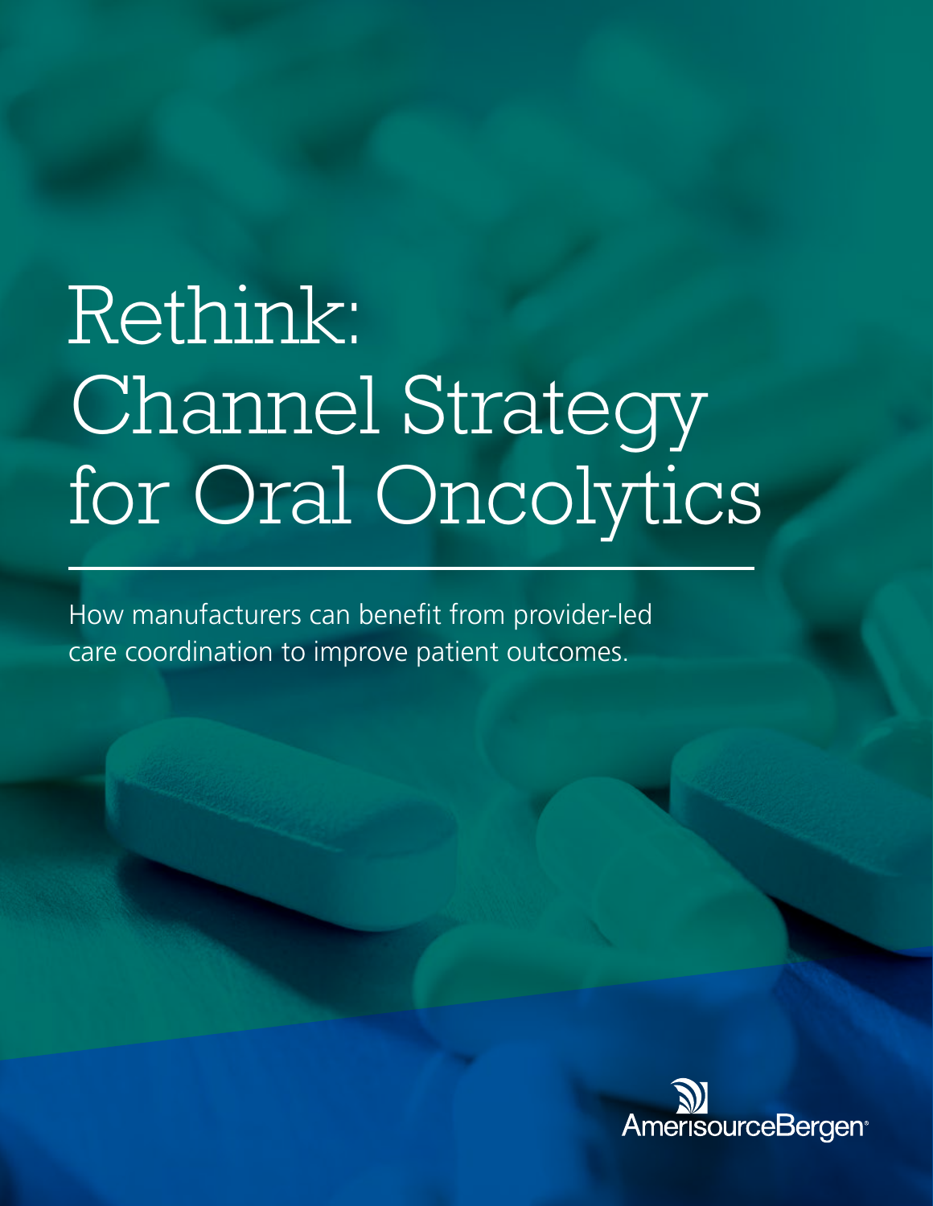# Rethink: Channel Strategy for Oral Oncolytics

How manufacturers can benefit from provider-led care coordination to improve patient outcomes.

AmerisourceBergen®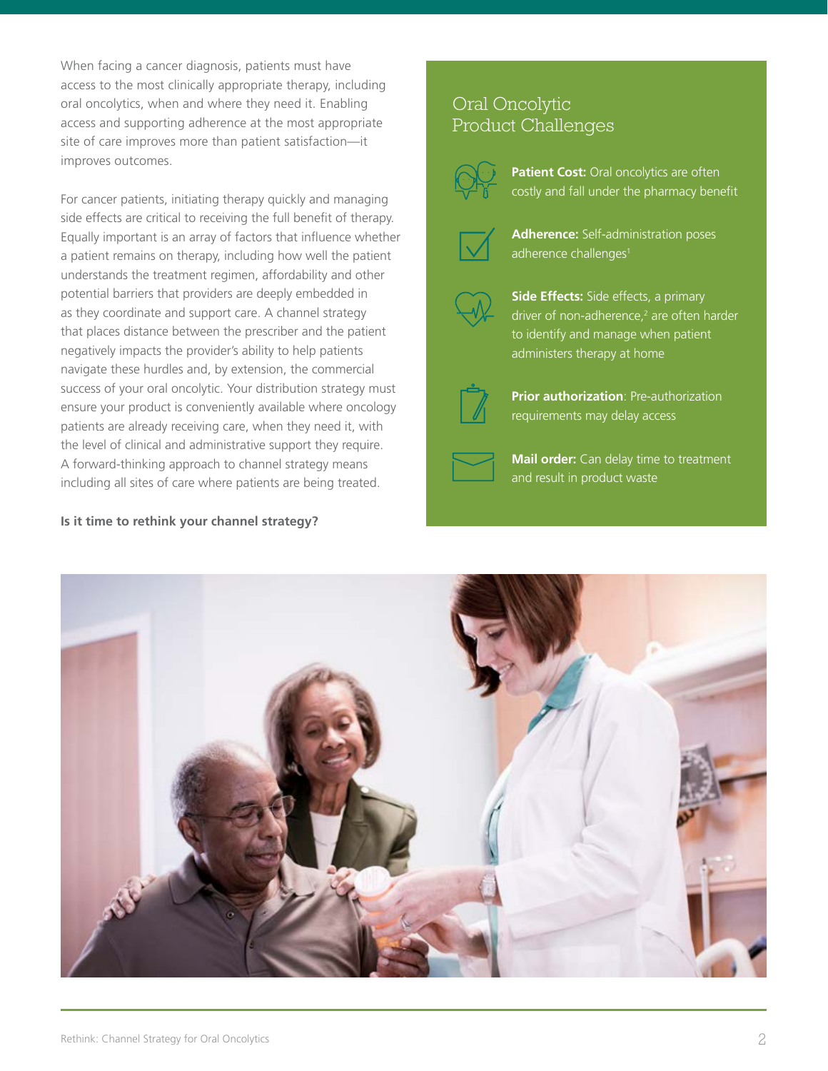When facing a cancer diagnosis, patients must have access to the most clinically appropriate therapy, including oral oncolytics, when and where they need it. Enabling access and supporting adherence at the most appropriate site of care improves more than patient satisfaction—it improves outcomes.

For cancer patients, initiating therapy quickly and managing side effects are critical to receiving the full benefit of therapy. Equally important is an array of factors that influence whether a patient remains on therapy, including how well the patient understands the treatment regimen, affordability and other potential barriers that providers are deeply embedded in as they coordinate and support care. A channel strategy that places distance between the prescriber and the patient negatively impacts the provider's ability to help patients navigate these hurdles and, by extension, the commercial success of your oral oncolytic. Your distribution strategy must ensure your product is conveniently available where oncology patients are already receiving care, when they need it, with the level of clinical and administrative support they require. A forward-thinking approach to channel strategy means including all sites of care where patients are being treated.

**Is it time to rethink your channel strategy?**

## Oral Oncolytic Product Challenges

- **Patient Cost:** Oral oncolytics are often costly and fall under the pharmacy benefit
- **Adherence:** Self-administration poses adherence challenges[1]
- **Side Effects:** Side effects, a primary driver of non-adherence,[2] are often harder to identify and manage when patient administers therapy at home
- **Prior authorization**: Pre-authorization requirements may delay access
- **Mail order:** Can delay time to treatment and result in product waste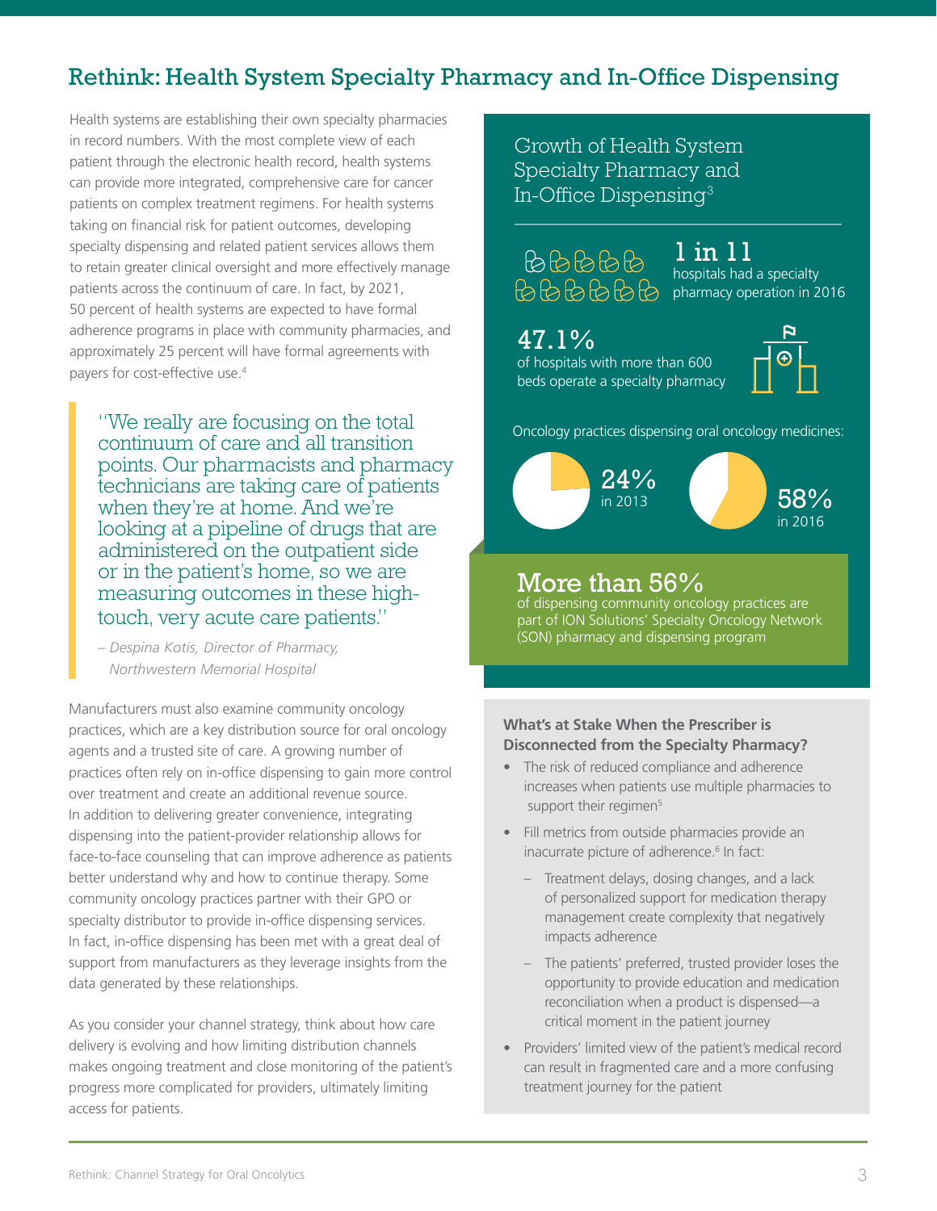## Rethink: Health System Specialty Pharmacy and In-Office Dispensing

Health systems are establishing their own specialty pharmacies in record numbers. With the most complete view of each patient through the electronic health record, health systems can provide more integrated, comprehensive care for cancer patients on complex treatment regimens. For health systems taking on financial risk for patient outcomes, developing specialty dispensing and related patient services allows them to retain greater clinical oversight and more effectively manage patients across the continuum of care. In fact, by 2021, 50 percent of health systems are expected to have formal adherence programs in place with community pharmacies, and approximately 25 percent will have formal agreements with payers for cost-effective use.[4]

> "We really are focusing on the total continuum of care and all transition points. Our pharmacists and pharmacy technicians are taking care of patients when they're at home. And we're looking at a pipeline of drugs that are administered on the outpatient side or in the patient's home, so we are measuring outcomes in these high-touch, very acute care patients."
>
> *– Despina Kotis, Director of Pharmacy, Northwestern Memorial Hospital*

Manufacturers must also examine community oncology practices, which are a key distribution source for oral oncology agents and a trusted site of care. A growing number of practices often rely on in-office dispensing to gain more control over treatment and create an additional revenue source. In addition to delivering greater convenience, integrating dispensing into the patient-provider relationship allows for face-to-face counseling that can improve adherence as patients better understand why and how to continue therapy. Some community oncology practices partner with their GPO or specialty distributor to provide in-office dispensing services. In fact, in-office dispensing has been met with a great deal of support from manufacturers as they leverage insights from the data generated by these relationships.

As you consider your channel strategy, think about how care delivery is evolving and how limiting distribution channels makes ongoing treatment and close monitoring of the patient's progress more complicated for providers, ultimately limiting access for patients.

### Growth of Health System Specialty Pharmacy and In-Office Dispensing[3]

**1 in 11** hospitals had a specialty pharmacy operation in 2016

**47.1%** of hospitals with more than 600 beds operate a specialty pharmacy

Oncology practices dispensing oral oncology medicines:

- **24%** in 2013
- **58%** in 2016

**More than 56%** of dispensing community oncology practices are part of ION Solutions' Specialty Oncology Network (SON) pharmacy and dispensing program

### What's at Stake When the Prescriber is Disconnected from the Specialty Pharmacy?

- The risk of reduced compliance and adherence increases when patients use multiple pharmacies to support their regimen[5]
- Fill metrics from outside pharmacies provide an inacurrate picture of adherence.[6] In fact:
  - Treatment delays, dosing changes, and a lack of personalized support for medication therapy management create complexity that negatively impacts adherence
  - The patients' preferred, trusted provider loses the opportunity to provide education and medication reconciliation when a product is dispensed—a critical moment in the patient journey
- Providers' limited view of the patient's medical record can result in fragmented care and a more confusing treatment journey for the patient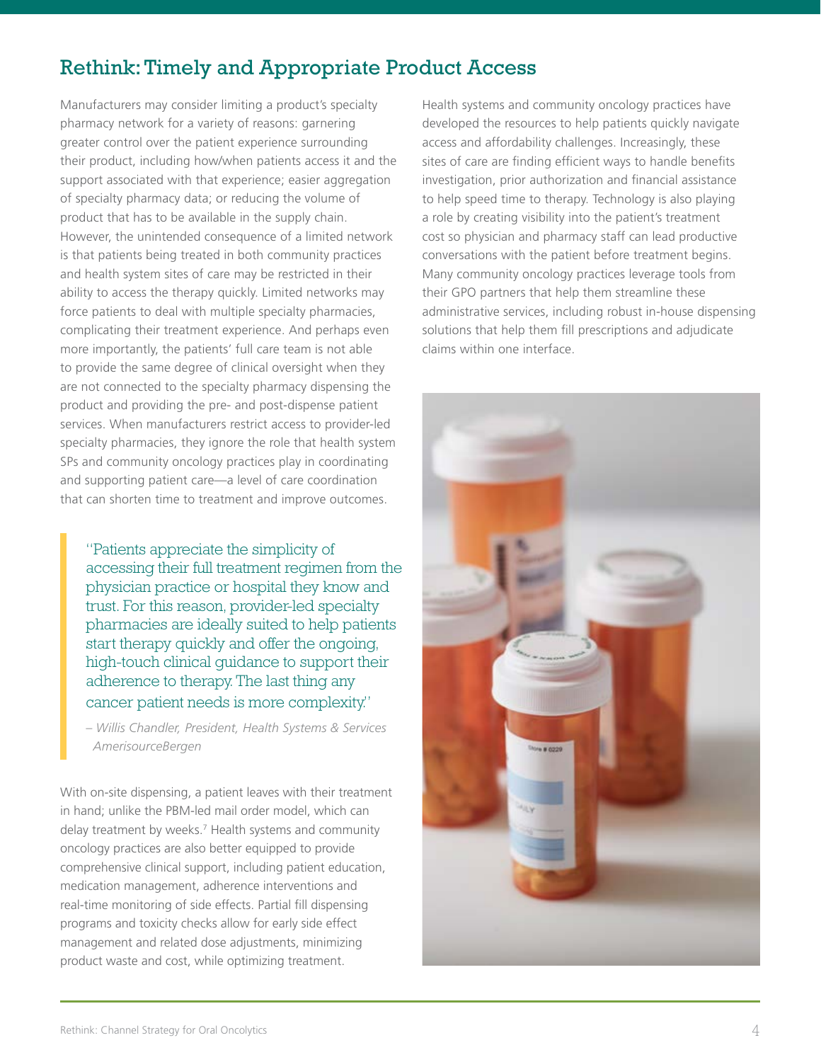## Rethink: Timely and Appropriate Product Access

Manufacturers may consider limiting a product's specialty pharmacy network for a variety of reasons: garnering greater control over the patient experience surrounding their product, including how/when patients access it and the support associated with that experience; easier aggregation of specialty pharmacy data; or reducing the volume of product that has to be available in the supply chain. However, the unintended consequence of a limited network is that patients being treated in both community practices and health system sites of care may be restricted in their ability to access the therapy quickly. Limited networks may force patients to deal with multiple specialty pharmacies, complicating their treatment experience. And perhaps even more importantly, the patients' full care team is not able to provide the same degree of clinical oversight when they are not connected to the specialty pharmacy dispensing the product and providing the pre- and post-dispense patient services. When manufacturers restrict access to provider-led specialty pharmacies, they ignore the role that health system SPs and community oncology practices play in coordinating and supporting patient care—a level of care coordination that can shorten time to treatment and improve outcomes.

> "Patients appreciate the simplicity of accessing their full treatment regimen from the physician practice or hospital they know and trust. For this reason, provider-led specialty pharmacies are ideally suited to help patients start therapy quickly and offer the ongoing, high-touch clinical guidance to support their adherence to therapy. The last thing any cancer patient needs is more complexity."
>
> *– Willis Chandler, President, Health Systems & Services AmerisourceBergen*

With on-site dispensing, a patient leaves with their treatment in hand; unlike the PBM-led mail order model, which can delay treatment by weeks.[7] Health systems and community oncology practices are also better equipped to provide comprehensive clinical support, including patient education, medication management, adherence interventions and real-time monitoring of side effects. Partial fill dispensing programs and toxicity checks allow for early side effect management and related dose adjustments, minimizing product waste and cost, while optimizing treatment.

Health systems and community oncology practices have developed the resources to help patients quickly navigate access and affordability challenges. Increasingly, these sites of care are finding efficient ways to handle benefits investigation, prior authorization and financial assistance to help speed time to therapy. Technology is also playing a role by creating visibility into the patient's treatment cost so physician and pharmacy staff can lead productive conversations with the patient before treatment begins. Many community oncology practices leverage tools from their GPO partners that help them streamline these administrative services, including robust in-house dispensing solutions that help them fill prescriptions and adjudicate claims within one interface.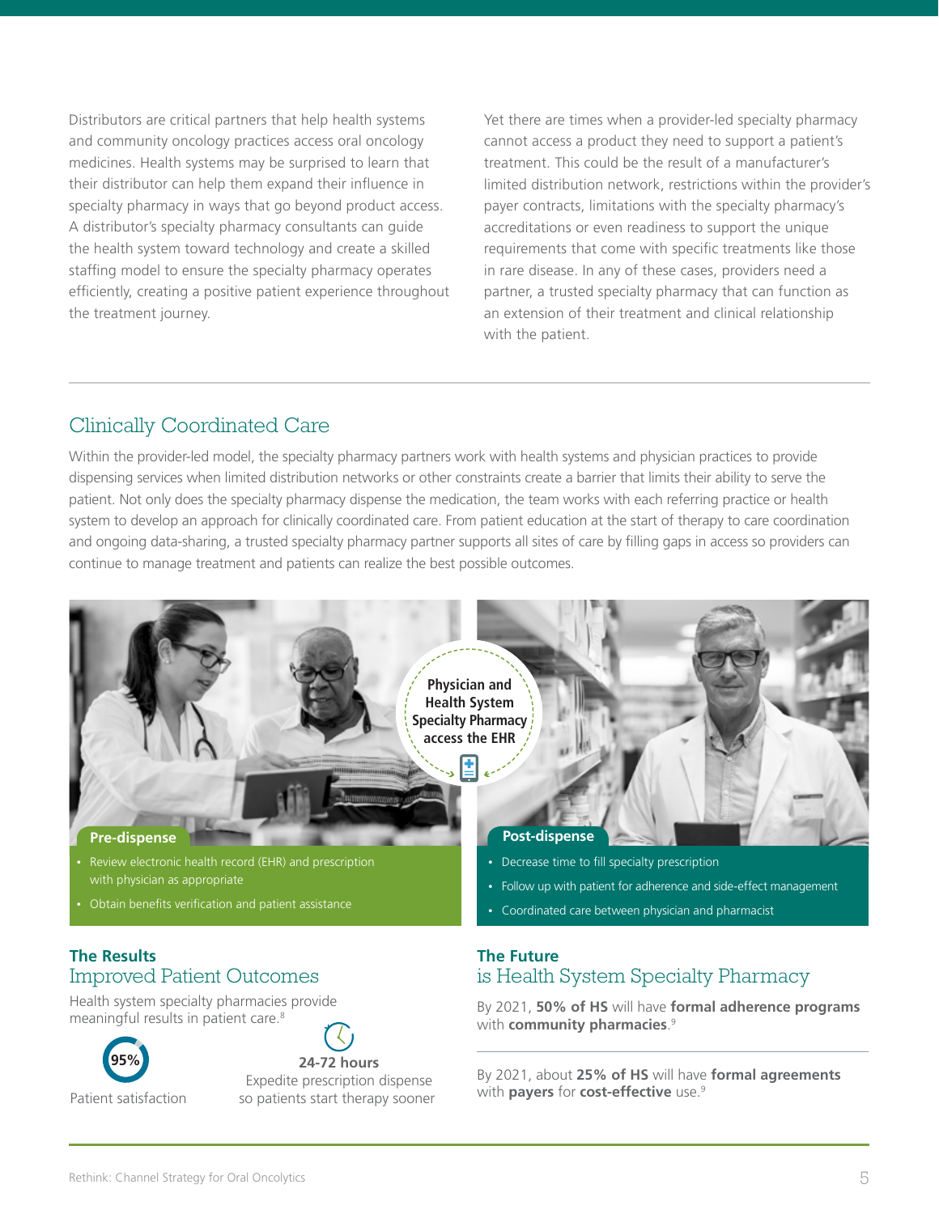Distributors are critical partners that help health systems and community oncology practices access oral oncology medicines. Health systems may be surprised to learn that their distributor can help them expand their influence in specialty pharmacy in ways that go beyond product access. A distributor's specialty pharmacy consultants can guide the health system toward technology and create a skilled staffing model to ensure the specialty pharmacy operates efficiently, creating a positive patient experience throughout the treatment journey.

Yet there are times when a provider-led specialty pharmacy cannot access a product they need to support a patient's treatment. This could be the result of a manufacturer's limited distribution network, restrictions within the provider's payer contracts, limitations with the specialty pharmacy's accreditations or even readiness to support the unique requirements that come with specific treatments like those in rare disease. In any of these cases, providers need a partner, a trusted specialty pharmacy that can function as an extension of their treatment and clinical relationship with the patient.

## Clinically Coordinated Care

Within the provider-led model, the specialty pharmacy partners work with health systems and physician practices to provide dispensing services when limited distribution networks or other constraints create a barrier that limits their ability to serve the patient. Not only does the specialty pharmacy dispense the medication, the team works with each referring practice or health system to develop an approach for clinically coordinated care. From patient education at the start of therapy to care coordination and ongoing data-sharing, a trusted specialty pharmacy partner supports all sites of care by filling gaps in access so providers can continue to manage treatment and patients can realize the best possible outcomes.

Physician and Health System Specialty Pharmacy access the EHR

**Pre-dispense**

- Review electronic health record (EHR) and prescription with physician as appropriate
- Obtain benefits verification and patient assistance

**Post-dispense**

- Decrease time to fill specialty prescription
- Follow up with patient for adherence and side-effect management
- Coordinated care between physician and pharmacist

### The Results
### Improved Patient Outcomes

Health system specialty pharmacies provide meaningful results in patient care.[8]

**95%**
Patient satisfaction

**24-72 hours**
Expedite prescription dispense so patients start therapy sooner

### The Future
### is Health System Specialty Pharmacy

By 2021, **50% of HS** will have **formal adherence programs** with **community pharmacies**.[9]

By 2021, about **25% of HS** will have **formal agreements** with **payers** for **cost-effective** use.[9]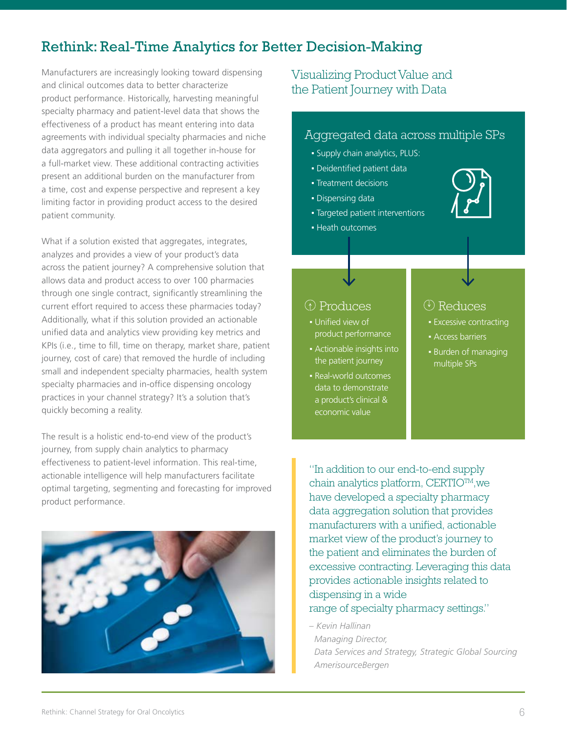## Rethink: Real-Time Analytics for Better Decision-Making

Manufacturers are increasingly looking toward dispensing and clinical outcomes data to better characterize product performance. Historically, harvesting meaningful specialty pharmacy and patient-level data that shows the effectiveness of a product has meant entering into data agreements with individual specialty pharmacies and niche data aggregators and pulling it all together in-house for a full-market view. These additional contracting activities present an additional burden on the manufacturer from a time, cost and expense perspective and represent a key limiting factor in providing product access to the desired patient community.

What if a solution existed that aggregates, integrates, analyzes and provides a view of your product's data across the patient journey? A comprehensive solution that allows data and product access to over 100 pharmacies through one single contract, significantly streamlining the current effort required to access these pharmacies today? Additionally, what if this solution provided an actionable unified data and analytics view providing key metrics and KPIs (i.e., time to fill, time on therapy, market share, patient journey, cost of care) that removed the hurdle of including small and independent specialty pharmacies, health system specialty pharmacies and in-office dispensing oncology practices in your channel strategy? It's a solution that's quickly becoming a reality.

The result is a holistic end-to-end view of the product's journey, from supply chain analytics to pharmacy effectiveness to patient-level information. This real-time, actionable intelligence will help manufacturers facilitate optimal targeting, segmenting and forecasting for improved product performance.

### Visualizing Product Value and the Patient Journey with Data

**Aggregated data across multiple SPs**

- Supply chain analytics, PLUS:
- Deidentified patient data
- Treatment decisions
- Dispensing data
- Targeted patient interventions
- Heath outcomes

**Produces**

- Unified view of product performance
- Actionable insights into the patient journey
- Real-world outcomes data to demonstrate a product's clinical & economic value

**Reduces**

- Excessive contracting
- Access barriers
- Burden of managing multiple SPs

> "In addition to our end-to-end supply chain analytics platform, CERTIO™, we have developed a specialty pharmacy data aggregation solution that provides manufacturers with a unified, actionable market view of the product's journey to the patient and eliminates the burden of excessive contracting. Leveraging this data provides actionable insights related to dispensing in a wide range of specialty pharmacy settings."
>
> *– Kevin Hallinan*
> *Managing Director,*
> *Data Services and Strategy, Strategic Global Sourcing*
> *AmerisourceBergen*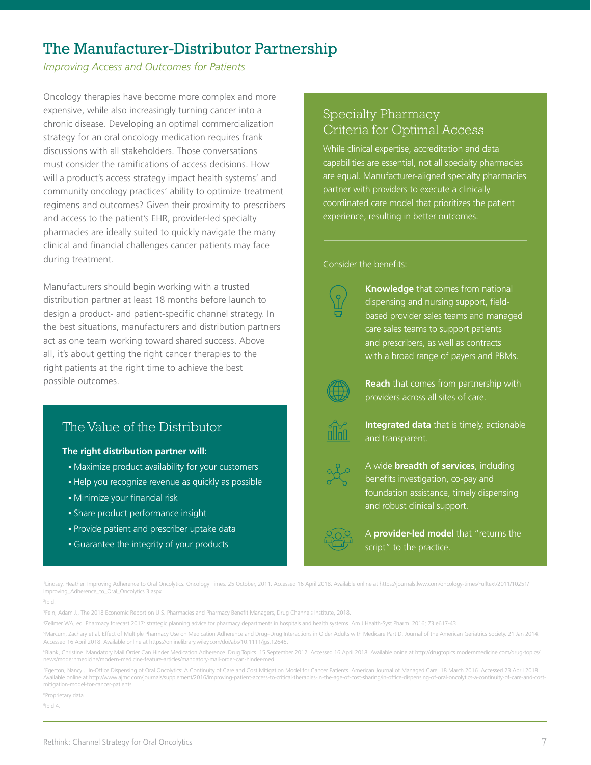## The Manufacturer-Distributor Partnership

*Improving Access and Outcomes for Patients*

Oncology therapies have become more complex and more expensive, while also increasingly turning cancer into a chronic disease. Developing an optimal commercialization strategy for an oral oncology medication requires frank discussions with all stakeholders. Those conversations must consider the ramifications of access decisions. How will a product's access strategy impact health systems' and community oncology practices' ability to optimize treatment regimens and outcomes? Given their proximity to prescribers and access to the patient's EHR, provider-led specialty pharmacies are ideally suited to quickly navigate the many clinical and financial challenges cancer patients may face during treatment.

Manufacturers should begin working with a trusted distribution partner at least 18 months before launch to design a product- and patient-specific channel strategy. In the best situations, manufacturers and distribution partners act as one team working toward shared success. Above all, it's about getting the right cancer therapies to the right patients at the right time to achieve the best possible outcomes.

### The Value of the Distributor

**The right distribution partner will:**

- Maximize product availability for your customers
- Help you recognize revenue as quickly as possible
- Minimize your financial risk
- Share product performance insight
- Provide patient and prescriber uptake data
- Guarantee the integrity of your products

### Specialty Pharmacy Criteria for Optimal Access

While clinical expertise, accreditation and data capabilities are essential, not all specialty pharmacies are equal. Manufacturer-aligned specialty pharmacies partner with providers to execute a clinically coordinated care model that prioritizes the patient experience, resulting in better outcomes.

Consider the benefits:

**Knowledge** that comes from national dispensing and nursing support, field-based provider sales teams and managed care sales teams to support patients and prescribers, as well as contracts with a broad range of payers and PBMs.

**Reach** that comes from partnership with providers across all sites of care.

**Integrated data** that is timely, actionable and transparent.

A wide **breadth of services**, including benefits investigation, co-pay and foundation assistance, timely dispensing and robust clinical support.

A **provider-led model** that "returns the script" to the practice.

[1] Lindsey, Heather. Improving Adherence to Oral Oncolytics. Oncology Times. 25 October, 2011. Accessed 16 April 2018. Available online at https://journals.lww.com/oncology-times/Fulltext/2011/10251/Improving_Adherence_to_Oral_Oncolytics.3.aspx

[2] Ibid.

[3] Fein, Adam J., The 2018 Economic Report on U.S. Pharmacies and Pharmacy Benefit Managers, Drug Channels Institute, 2018.

[4] Zellmer WA, ed. Pharmacy forecast 2017: strategic planning advice for pharmacy departments in hospitals and health systems. Am J Health-Syst Pharm. 2016; 73:e617-43

[5] Marcum, Zachary et al. Effect of Multiple Pharmacy Use on Medication Adherence and Drug–Drug Interactions in Older Adults with Medicare Part D. Journal of the American Geriatrics Society. 21 Jan 2014. Accessed 16 April 2018. Available online at https://onlinelibrary.wiley.com/doi/abs/10.1111/jgs.12645.

[6] Blank, Christine. Mandatory Mail Order Can Hinder Medication Adherence. Drug Topics. 15 September 2012. Accessed 16 April 2018. Available onine at http://drugtopics.modernmedicine.com/drug-topics/news/modernmedicine/modern-medicine-feature-articles/mandatory-mail-order-can-hinder-med

[7] Egerton, Nancy J. In-Office Dispensing of Oral Oncolytics: A Continuity of Care and Cost Mitigation Model for Cancer Patients. American Journal of Managed Care. 18 March 2016. Accessed 23 April 2018. Available online at http://www.ajmc.com/journals/supplement/2016/improving-patient-access-to-critical-therapies-in-the-age-of-cost-sharing/in-office-dispensing-of-oral-oncolytics-a-continuity-of-care-and-cost-mitigation-model-for-cancer-patients.

[8] Proprietary data.

[9] Ibid 4.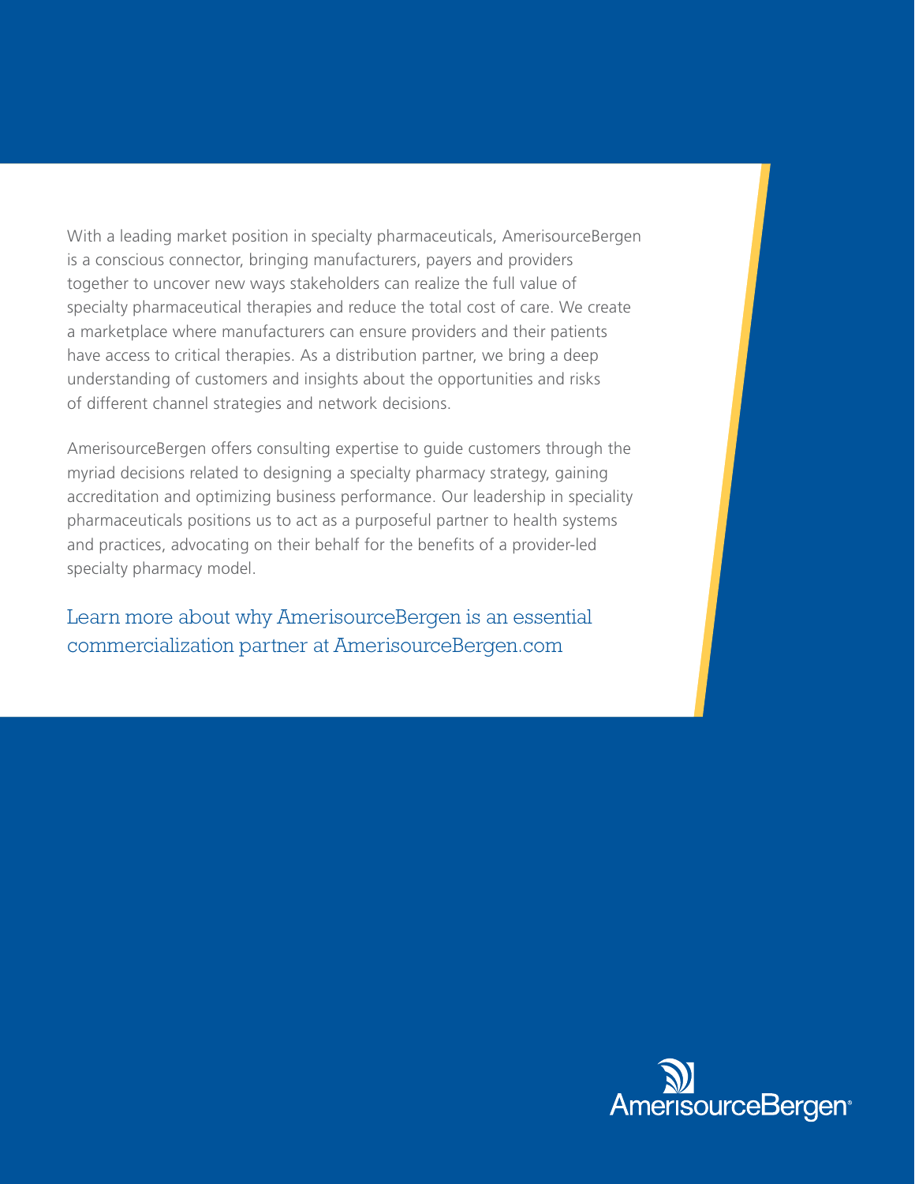With a leading market position in specialty pharmaceuticals, AmerisourceBergen is a conscious connector, bringing manufacturers, payers and providers together to uncover new ways stakeholders can realize the full value of specialty pharmaceutical therapies and reduce the total cost of care. We create a marketplace where manufacturers can ensure providers and their patients have access to critical therapies. As a distribution partner, we bring a deep understanding of customers and insights about the opportunities and risks of different channel strategies and network decisions.

AmerisourceBergen offers consulting expertise to guide customers through the myriad decisions related to designing a specialty pharmacy strategy, gaining accreditation and optimizing business performance. Our leadership in speciality pharmaceuticals positions us to act as a purposeful partner to health systems and practices, advocating on their behalf for the benefits of a provider-led specialty pharmacy model.

Learn more about why AmerisourceBergen is an essential commercialization partner at AmerisourceBergen.com

AmerisourceBergen®